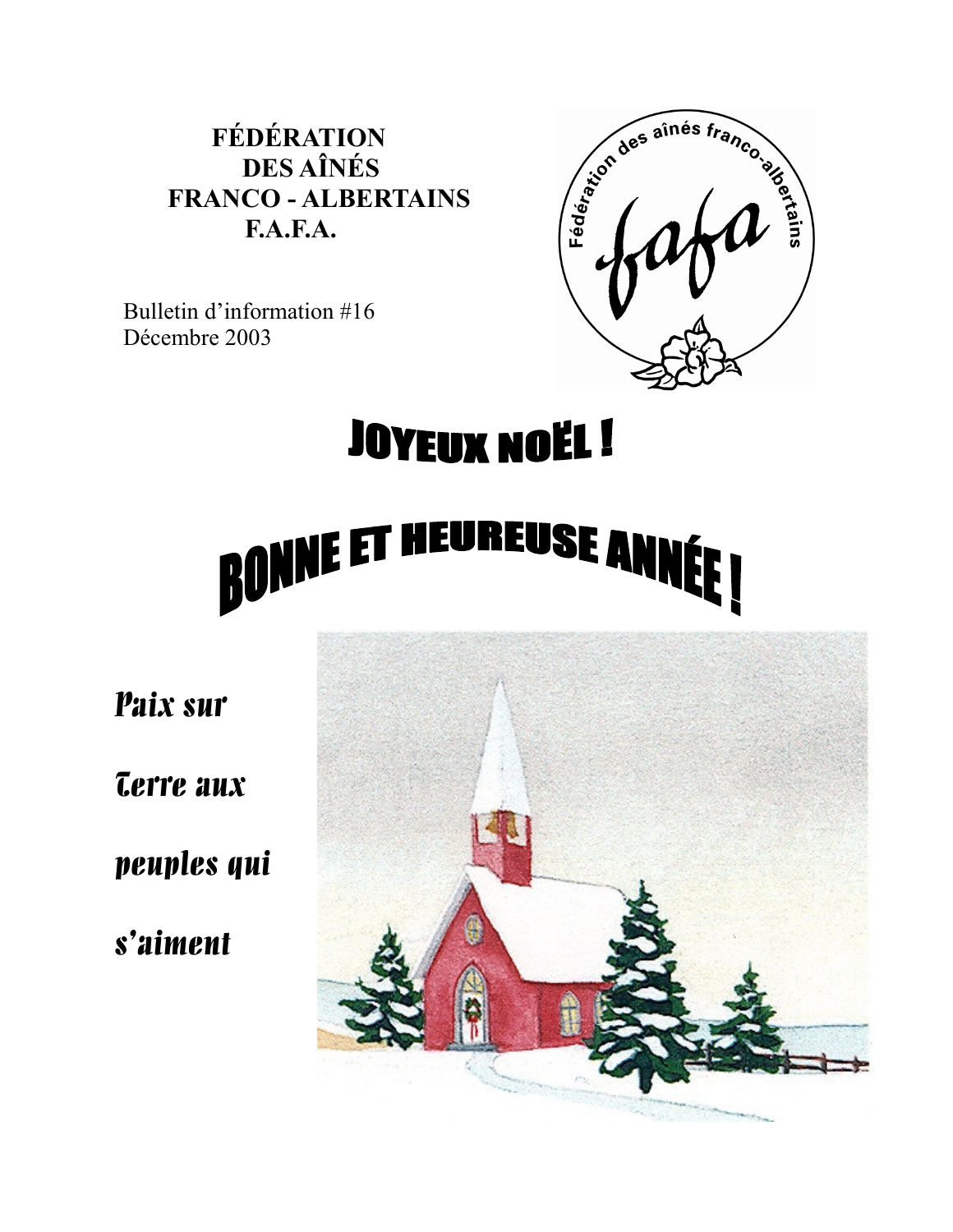**FÉDÉRATION DES AÎNÉS FRANCO - ALBERTAINS F.A.F.A.**

Bulletin d'information #16
Décembre 2003

# JOYEUX NOËL !

# BONNE ET HEUREUSE ANNÉE !

*Paix sur*

*Terre aux*

*peuples qui*

*s'aiment*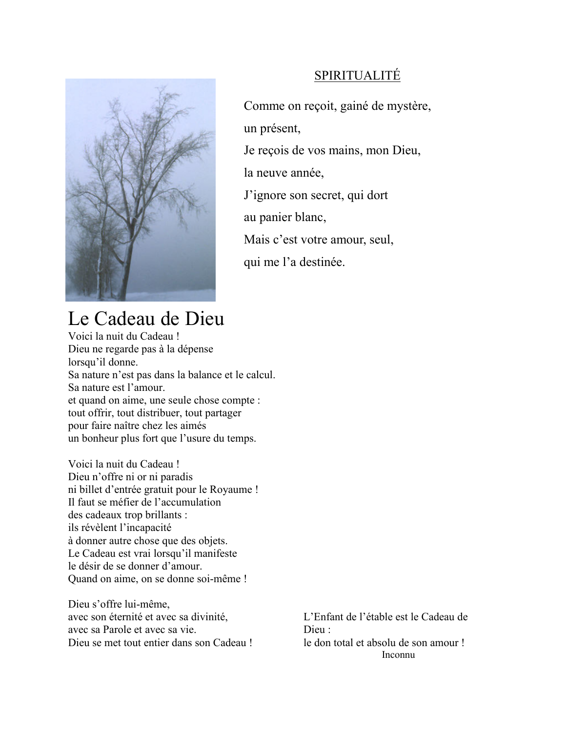## SPIRITUALITÉ

Comme on reçoit, gainé de mystère,
un présent,
Je reçois de vos mains, mon Dieu,
la neuve année,
J'ignore son secret, qui dort
au panier blanc,
Mais c'est votre amour, seul,
qui me l'a destinée.

# Le Cadeau de Dieu

Voici la nuit du Cadeau !
Dieu ne regarde pas à la dépense
lorsqu'il donne.
Sa nature n'est pas dans la balance et le calcul.
Sa nature est l'amour.
et quand on aime, une seule chose compte :
tout offrir, tout distribuer, tout partager
pour faire naître chez les aimés
un bonheur plus fort que l'usure du temps.

Voici la nuit du Cadeau !
Dieu n'offre ni or ni paradis
ni billet d'entrée gratuit pour le Royaume !
Il faut se méfier de l'accumulation
des cadeaux trop brillants :
ils révèlent l'incapacité
à donner autre chose que des objets.
Le Cadeau est vrai lorsqu'il manifeste
le désir de se donner d'amour.
Quand on aime, on se donne soi-même !

Dieu s'offre lui-même,
avec son éternité et avec sa divinité,
avec sa Parole et avec sa vie.
Dieu se met tout entier dans son Cadeau !

L'Enfant de l'étable est le Cadeau de Dieu :
le don total et absolu de son amour !

Inconnu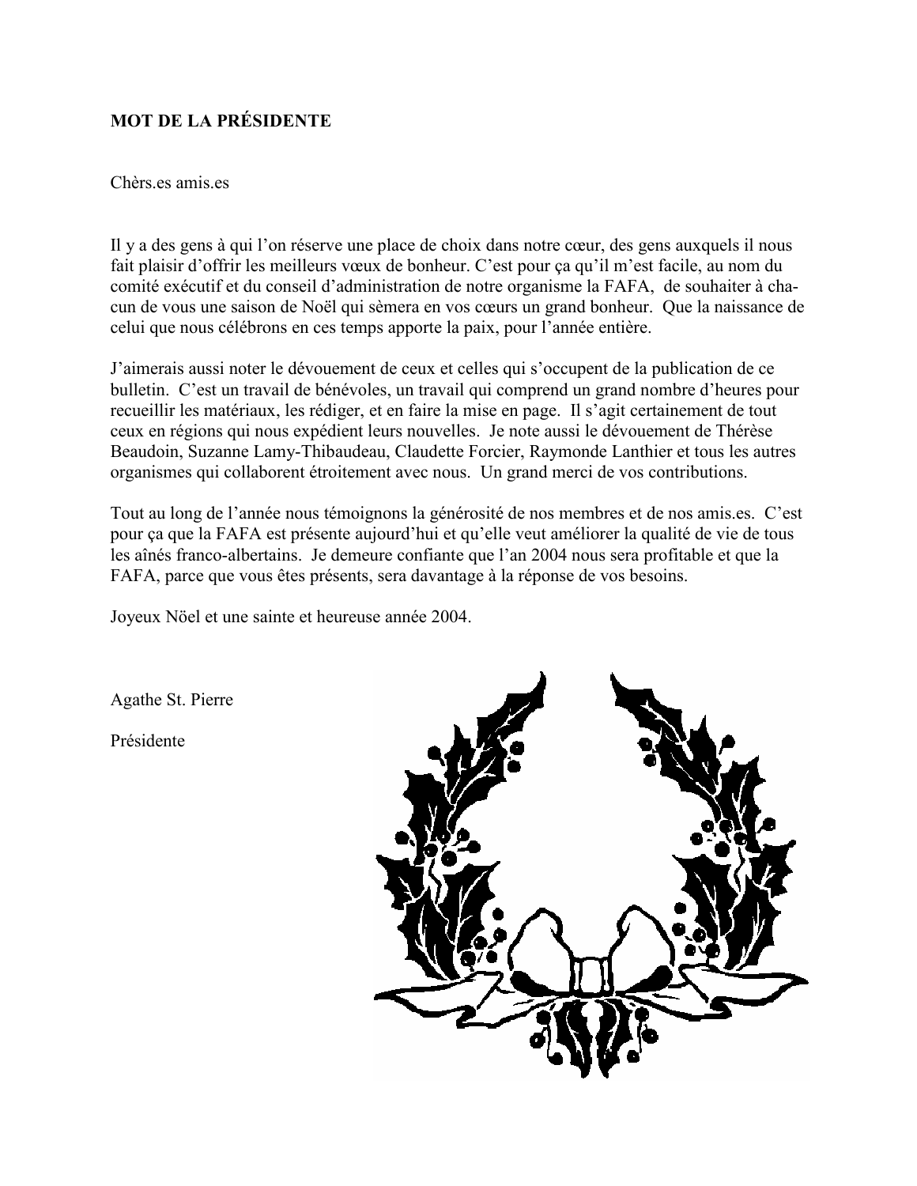**MOT DE LA PRÉSIDENTE**

Chèrs.es amis.es

Il y a des gens à qui l'on réserve une place de choix dans notre cœur, des gens auxquels il nous fait plaisir d'offrir les meilleurs vœux de bonheur. C'est pour ça qu'il m'est facile, au nom du comité exécutif et du conseil d'administration de notre organisme la FAFA, de souhaiter à chacun de vous une saison de Noël qui sèmera en vos cœurs un grand bonheur. Que la naissance de celui que nous célébrons en ces temps apporte la paix, pour l'année entière.

J'aimerais aussi noter le dévouement de ceux et celles qui s'occupent de la publication de ce bulletin. C'est un travail de bénévoles, un travail qui comprend un grand nombre d'heures pour recueillir les matériaux, les rédiger, et en faire la mise en page. Il s'agit certainement de tout ceux en régions qui nous expédient leurs nouvelles. Je note aussi le dévouement de Thérèse Beaudoin, Suzanne Lamy-Thibaudeau, Claudette Forcier, Raymonde Lanthier et tous les autres organismes qui collaborent étroitement avec nous. Un grand merci de vos contributions.

Tout au long de l'année nous témoignons la générosité de nos membres et de nos amis.es. C'est pour ça que la FAFA est présente aujourd'hui et qu'elle veut améliorer la qualité de vie de tous les aînés franco-albertains. Je demeure confiante que l'an 2004 nous sera profitable et que la FAFA, parce que vous êtes présents, sera davantage à la réponse de vos besoins.

Joyeux Nöel et une sainte et heureuse année 2004.

Agathe St. Pierre

Présidente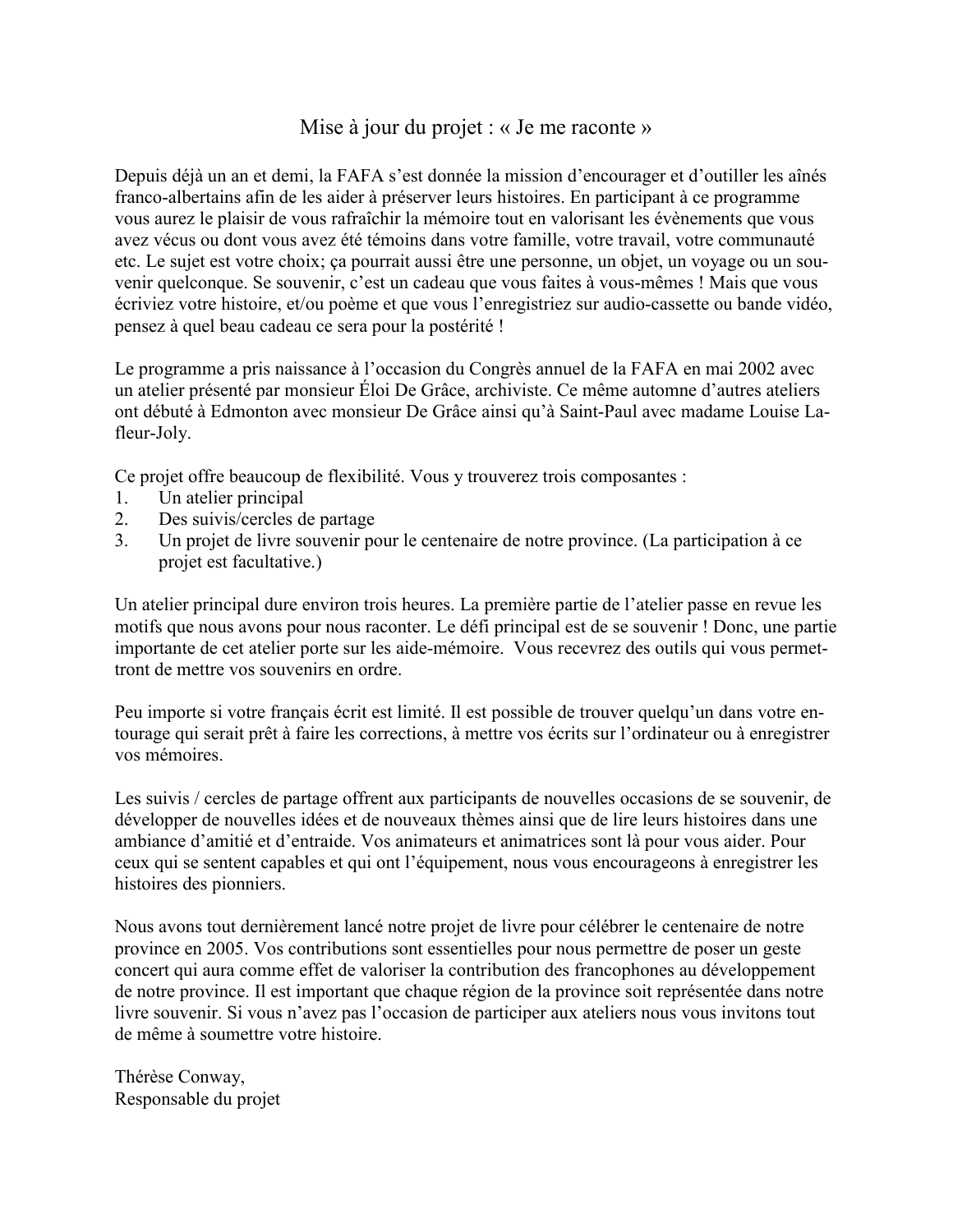## Mise à jour du projet : « Je me raconte »

Depuis déjà un an et demi, la FAFA s'est donnée la mission d'encourager et d'outiller les aînés franco-albertains afin de les aider à préserver leurs histoires. En participant à ce programme vous aurez le plaisir de vous rafraîchir la mémoire tout en valorisant les évènements que vous avez vécus ou dont vous avez été témoins dans votre famille, votre travail, votre communauté etc. Le sujet est votre choix; ça pourrait aussi être une personne, un objet, un voyage ou un souvenir quelconque. Se souvenir, c'est un cadeau que vous faites à vous-mêmes ! Mais que vous écriviez votre histoire, et/ou poème et que vous l'enregistriez sur audio-cassette ou bande vidéo, pensez à quel beau cadeau ce sera pour la postérité !

Le programme a pris naissance à l'occasion du Congrès annuel de la FAFA en mai 2002 avec un atelier présenté par monsieur Éloi De Grâce, archiviste. Ce même automne d'autres ateliers ont débuté à Edmonton avec monsieur De Grâce ainsi qu'à Saint-Paul avec madame Louise Lafleur-Joly.

Ce projet offre beaucoup de flexibilité. Vous y trouverez trois composantes :

1. Un atelier principal
2. Des suivis/cercles de partage
3. Un projet de livre souvenir pour le centenaire de notre province. (La participation à ce projet est facultative.)

Un atelier principal dure environ trois heures. La première partie de l'atelier passe en revue les motifs que nous avons pour nous raconter. Le défi principal est de se souvenir ! Donc, une partie importante de cet atelier porte sur les aide-mémoire. Vous recevrez des outils qui vous permettront de mettre vos souvenirs en ordre.

Peu importe si votre français écrit est limité. Il est possible de trouver quelqu'un dans votre entourage qui serait prêt à faire les corrections, à mettre vos écrits sur l'ordinateur ou à enregistrer vos mémoires.

Les suivis / cercles de partage offrent aux participants de nouvelles occasions de se souvenir, de développer de nouvelles idées et de nouveaux thèmes ainsi que de lire leurs histoires dans une ambiance d'amitié et d'entraide. Vos animateurs et animatrices sont là pour vous aider. Pour ceux qui se sentent capables et qui ont l'équipement, nous vous encourageons à enregistrer les histoires des pionniers.

Nous avons tout dernièrement lancé notre projet de livre pour célébrer le centenaire de notre province en 2005. Vos contributions sont essentielles pour nous permettre de poser un geste concert qui aura comme effet de valoriser la contribution des francophones au développement de notre province. Il est important que chaque région de la province soit représentée dans notre livre souvenir. Si vous n'avez pas l'occasion de participer aux ateliers nous vous invitons tout de même à soumettre votre histoire.

Thérèse Conway,
Responsable du projet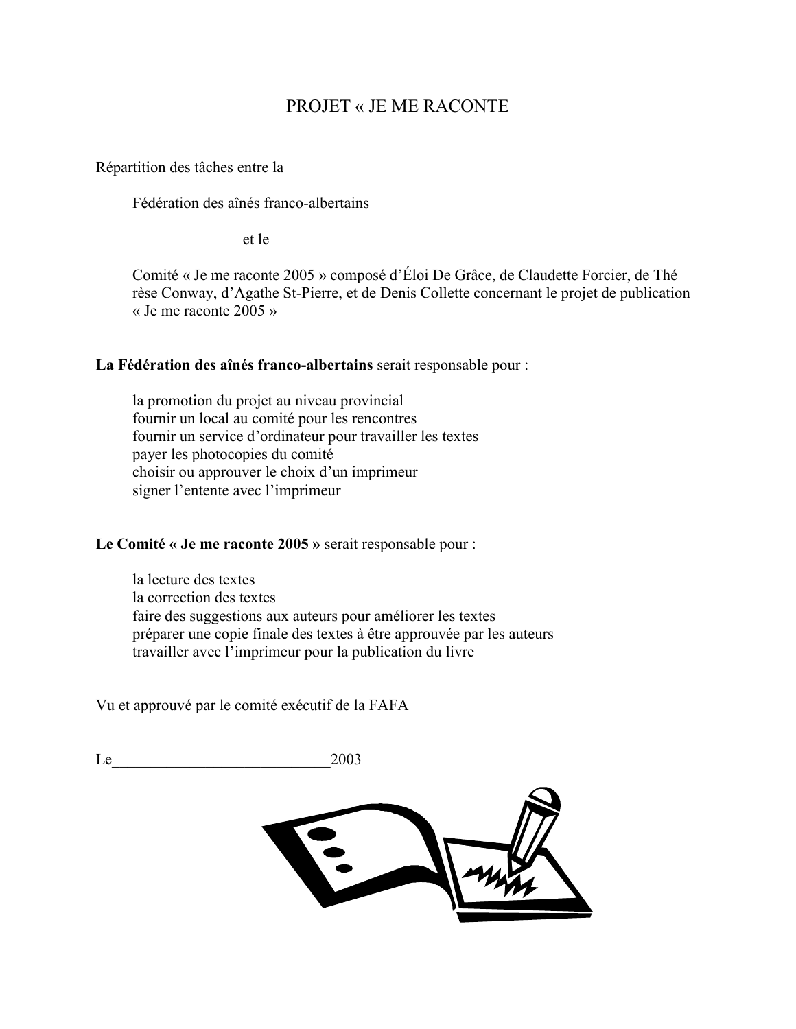# PROJET « JE ME RACONTE

Répartition des tâches entre la

Fédération des aînés franco-albertains

et le

Comité « Je me raconte 2005 » composé d'Éloi De Grâce, de Claudette Forcier, de Thé rèse Conway, d'Agathe St-Pierre, et de Denis Collette concernant le projet de publication « Je me raconte 2005 »

**La Fédération des aînés franco-albertains** serait responsable pour :

- la promotion du projet au niveau provincial
- fournir un local au comité pour les rencontres
- fournir un service d'ordinateur pour travailler les textes
- payer les photocopies du comité
- choisir ou approuver le choix d'un imprimeur
- signer l'entente avec l'imprimeur

**Le Comité « Je me raconte 2005 »** serait responsable pour :

- la lecture des textes
- la correction des textes
- faire des suggestions aux auteurs pour améliorer les textes
- préparer une copie finale des textes à être approuvée par les auteurs
- travailler avec l'imprimeur pour la publication du livre

Vu et approuvé par le comité exécutif de la FAFA

Le____________________________2003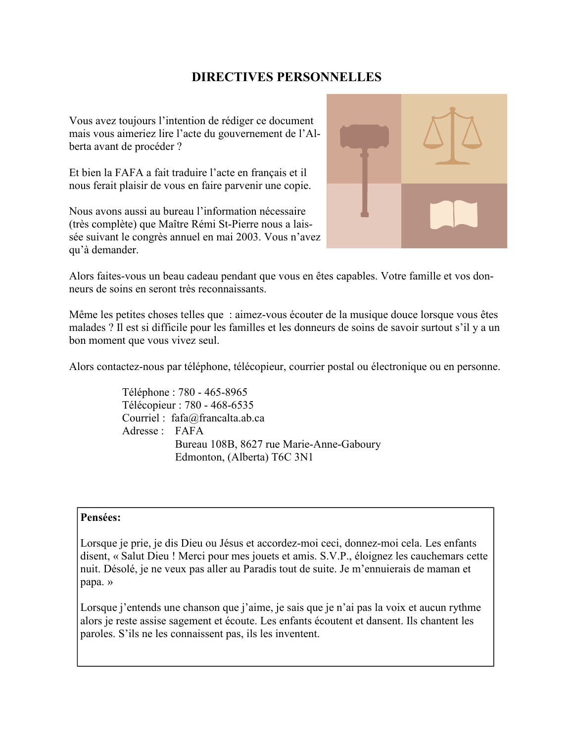# DIRECTIVES PERSONNELLES

Vous avez toujours l'intention de rédiger ce document mais vous aimeriez lire l'acte du gouvernement de l'Alberta avant de procéder ?

Et bien la FAFA a fait traduire l'acte en français et il nous ferait plaisir de vous en faire parvenir une copie.

Nous avons aussi au bureau l'information nécessaire (très complète) que Maître Rémi St-Pierre nous a laissée suivant le congrès annuel en mai 2003. Vous n'avez qu'à demander.

Alors faites-vous un beau cadeau pendant que vous en êtes capables. Votre famille et vos donneurs de soins en seront très reconnaissants.

Même les petites choses telles que : aimez-vous écouter de la musique douce lorsque vous êtes malades ? Il est si difficile pour les familles et les donneurs de soins de savoir surtout s'il y a un bon moment que vous vivez seul.

Alors contactez-nous par téléphone, télécopieur, courrier postal ou électronique ou en personne.

Téléphone : 780 - 465-8965
Télécopieur : 780 - 468-6535
Courriel : fafa@francalta.ab.ca
Adresse : FAFA
Bureau 108B, 8627 rue Marie-Anne-Gaboury
Edmonton, (Alberta) T6C 3N1

**Pensées:**

Lorsque je prie, je dis Dieu ou Jésus et accordez-moi ceci, donnez-moi cela. Les enfants disent, « Salut Dieu ! Merci pour mes jouets et amis. S.V.P., éloignez les cauchemars cette nuit. Désolé, je ne veux pas aller au Paradis tout de suite. Je m'ennuierais de maman et papa. »

Lorsque j'entends une chanson que j'aime, je sais que je n'ai pas la voix et aucun rythme alors je reste assise sagement et écoute. Les enfants écoutent et dansent. Ils chantent les paroles. S'ils ne les connaissent pas, ils les inventent.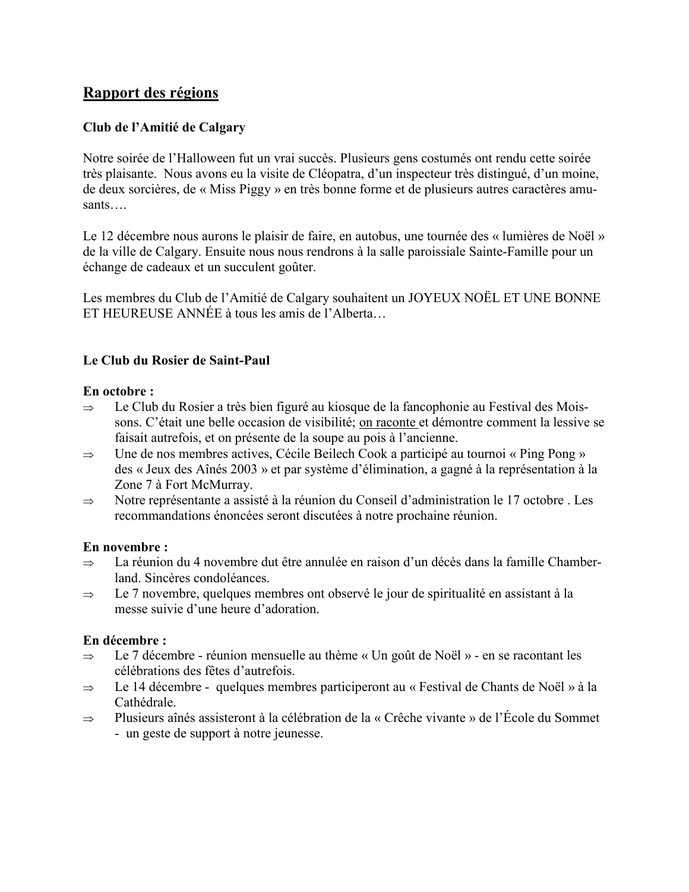# Rapport des régions

### Club de l'Amitié de Calgary

Notre soirée de l'Halloween fut un vrai succès. Plusieurs gens costumés ont rendu cette soirée très plaisante. Nous avons eu la visite de Cléopatra, d'un inspecteur très distingué, d'un moine, de deux sorcières, de « Miss Piggy » en très bonne forme et de plusieurs autres caractères amusants….

Le 12 décembre nous aurons le plaisir de faire, en autobus, une tournée des « lumières de Noël » de la ville de Calgary. Ensuite nous nous rendrons à la salle paroissiale Sainte-Famille pour un échange de cadeaux et un succulent goûter.

Les membres du Club de l'Amitié de Calgary souhaitent un JOYEUX NOËL ET UNE BONNE ET HEUREUSE ANNÉE à tous les amis de l'Alberta…

### Le Club du Rosier de Saint-Paul

**En octobre :**

- ⇒ Le Club du Rosier a très bien figuré au kiosque de la fancophonie au Festival des Moissons. C'était une belle occasion de visibilité; on raconte et démontre comment la lessive se faisait autrefois, et on présente de la soupe au pois à l'ancienne.
- ⇒ Une de nos membres actives, Cécile Beilech Cook a participé au tournoi « Ping Pong » des « Jeux des Aînés 2003 » et par système d'élimination, a gagné à la représentation à la Zone 7 à Fort McMurray.
- ⇒ Notre représentante a assisté à la réunion du Conseil d'administration le 17 octobre . Les recommandations énoncées seront discutées à notre prochaine réunion.

**En novembre :**

- ⇒ La réunion du 4 novembre dut être annulée en raison d'un décès dans la famille Chamberland. Sincères condoléances.
- ⇒ Le 7 novembre, quelques membres ont observé le jour de spiritualité en assistant à la messe suivie d'une heure d'adoration.

**En décembre :**

- ⇒ Le 7 décembre - réunion mensuelle au thème « Un goût de Noël » - en se racontant les célébrations des fêtes d'autrefois.
- ⇒ Le 14 décembre - quelques membres participeront au « Festival de Chants de Noël » à la Cathédrale.
- ⇒ Plusieurs aînés assisteront à la célébration de la « Crêche vivante » de l'École du Sommet - un geste de support à notre jeunesse.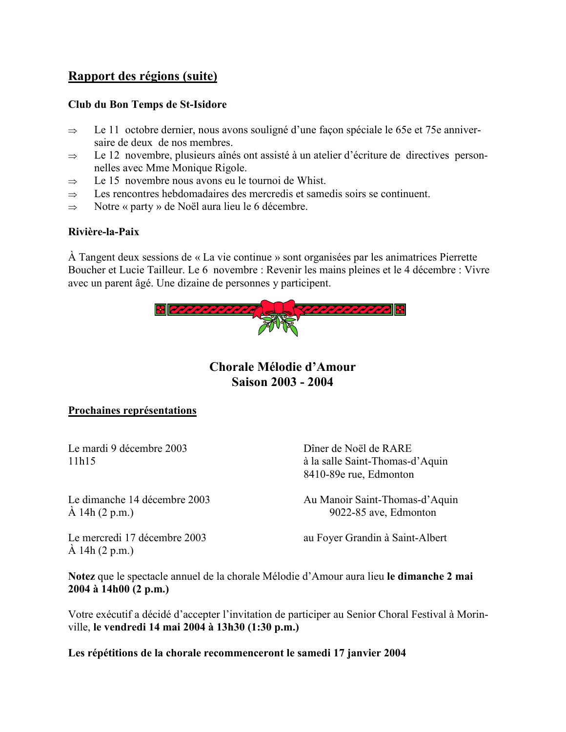## Rapport des régions (suite)

**Club du Bon Temps de St-Isidore**

- ⇒ Le 11 octobre dernier, nous avons souligné d'une façon spéciale le 65e et 75e anniversaire de deux de nos membres.
- ⇒ Le 12 novembre, plusieurs aînés ont assisté à un atelier d'écriture de directives personnelles avec Mme Monique Rigole.
- ⇒ Le 15 novembre nous avons eu le tournoi de Whist.
- ⇒ Les rencontres hebdomadaires des mercredis et samedis soirs se continuent.
- ⇒ Notre « party » de Noël aura lieu le 6 décembre.

**Rivière-la-Paix**

À Tangent deux sessions de « La vie continue » sont organisées par les animatrices Pierrette Boucher et Lucie Tailleur. Le 6 novembre : Revenir les mains pleines et le 4 décembre : Vivre avec un parent âgé. Une dizaine de personnes y participent.

## Chorale Mélodie d'Amour
## Saison 2003 - 2004

**Prochaines représentations**

| | |
|---|---|
| Le mardi 9 décembre 2003<br>11h15 | Dîner de Noël de RARE<br>à la salle Saint-Thomas-d'Aquin<br>8410-89e rue, Edmonton |
| Le dimanche 14 décembre 2003<br>À 14h (2 p.m.) | Au Manoir Saint-Thomas-d'Aquin<br>9022-85 ave, Edmonton |
| Le mercredi 17 décembre 2003<br>À 14h (2 p.m.) | au Foyer Grandin à Saint-Albert |

**Notez** que le spectacle annuel de la chorale Mélodie d'Amour aura lieu **le dimanche 2 mai 2004 à 14h00 (2 p.m.)**

Votre exécutif a décidé d'accepter l'invitation de participer au Senior Choral Festival à Morinville, **le vendredi 14 mai 2004 à 13h30 (1:30 p.m.)**

**Les répétitions de la chorale recommenceront le samedi 17 janvier 2004**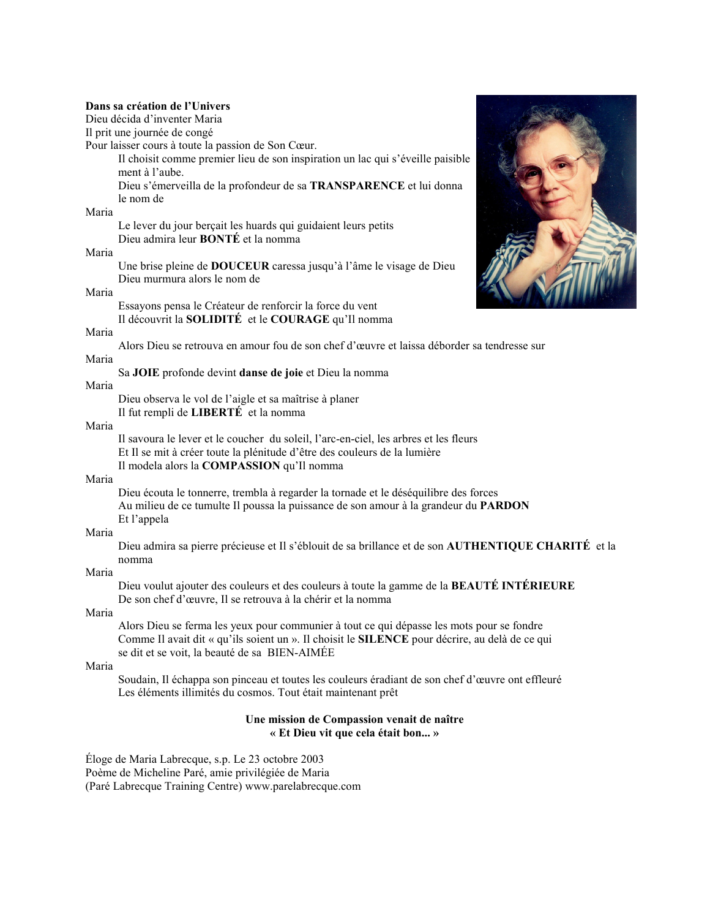**Dans sa création de l'Univers**
Dieu décida d'inventer Maria
Il prit une journée de congé
Pour laisser cours à toute la passion de Son Cœur.

Il choisit comme premier lieu de son inspiration un lac qui s'éveille paisiblement à l'aube.
Dieu s'émerveilla de la profondeur de sa **TRANSPARENCE** et lui donna le nom de

Maria

Le lever du jour berçait les huards qui guidaient leurs petits
Dieu admira leur **BONTÉ** et la nomma

Maria

Une brise pleine de **DOUCEUR** caressa jusqu'à l'âme le visage de Dieu
Dieu murmura alors le nom de

Maria

Essayons pensa le Créateur de renforcir la force du vent
Il découvrit la **SOLIDITÉ** et le **COURAGE** qu'Il nomma

Maria

Alors Dieu se retrouva en amour fou de son chef d'œuvre et laissa déborder sa tendresse sur

Maria

Sa **JOIE** profonde devint **danse de joie** et Dieu la nomma

Maria

Dieu observa le vol de l'aigle et sa maîtrise à planer
Il fut rempli de **LIBERTÉ** et la nomma

Maria

Il savoura le lever et le coucher du soleil, l'arc-en-ciel, les arbres et les fleurs
Et Il se mit à créer toute la plénitude d'être des couleurs de la lumière
Il modela alors la **COMPASSION** qu'Il nomma

Maria

Dieu écouta le tonnerre, trembla à regarder la tornade et le déséquilibre des forces
Au milieu de ce tumulte Il poussa la puissance de son amour à la grandeur du **PARDON**
Et l'appela

Maria

Dieu admira sa pierre précieuse et Il s'éblouit de sa brillance et de son **AUTHENTIQUE CHARITÉ** et la nomma

Maria

Dieu voulut ajouter des couleurs et des couleurs à toute la gamme de la **BEAUTÉ INTÉRIEURE**
De son chef d'œuvre, Il se retrouva à la chérir et la nomma

Maria

Alors Dieu se ferma les yeux pour communier à tout ce qui dépasse les mots pour se fondre
Comme Il avait dit « qu'ils soient un ». Il choisit le **SILENCE** pour décrire, au delà de ce qui se dit et se voit, la beauté de sa BIEN-AIMÉE

Maria

Soudain, Il échappa son pinceau et toutes les couleurs éradiant de son chef d'œuvre ont effleuré
Les éléments illimités du cosmos. Tout était maintenant prêt

**Une mission de Compassion venait de naître**
**« Et Dieu vit que cela était bon... »**

Éloge de Maria Labrecque, s.p. Le 23 octobre 2003
Poème de Micheline Paré, amie privilégiée de Maria
(Paré Labrecque Training Centre) www.parelabrecque.com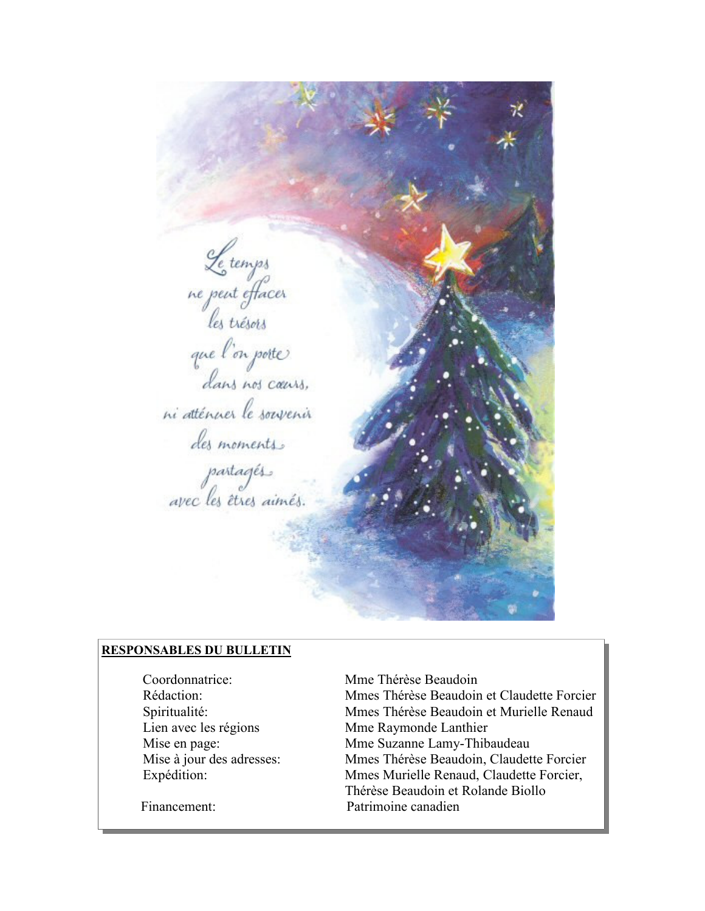Le temps
ne peut effacer
les trésors
que l'on porte
dans nos cœurs,
ni atténuer le souvenir
des moments
partagés
avec les êtres aimés.

**RESPONSABLES DU BULLETIN**

| | |
|---|---|
| Coordonnatrice: | Mme Thérèse Beaudoin |
| Rédaction: | Mmes Thérèse Beaudoin et Claudette Forcier |
| Spiritualité: | Mmes Thérèse Beaudoin et Murielle Renaud |
| Lien avec les régions | Mme Raymonde Lanthier |
| Mise en page: | Mme Suzanne Lamy-Thibaudeau |
| Mise à jour des adresses: | Mmes Thérèse Beaudoin, Claudette Forcier |
| Expédition: | Mmes Murielle Renaud, Claudette Forcier, Thérèse Beaudoin et Rolande Biollo |
| Financement: | Patrimoine canadien |